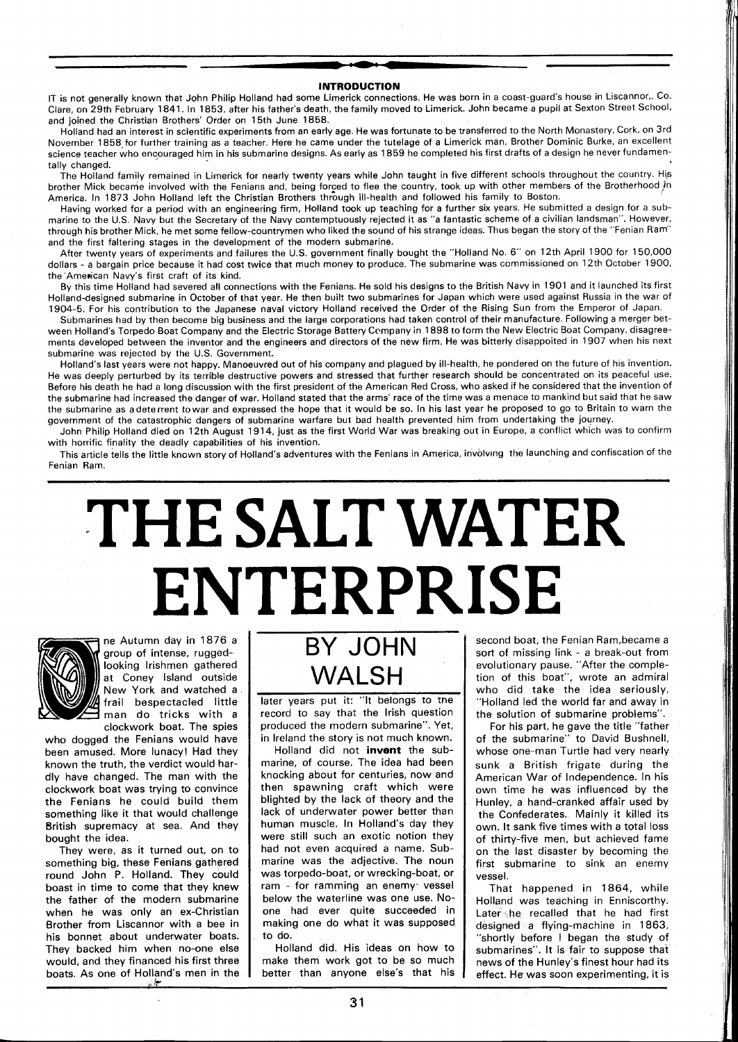## INTRODUCTION

IT is not generally known that John Philip Holland had some Limerick connections. He was born in a coast-guard's house in Liscannor,. Co. Clare, on 29th February 1841. In 1853, after his father's death, the family moved to Limerick. John became a pupil at Sexton Street School, and joined the Christian Brothers' Order on 15th June 1858.

Holland had an interest in scientific experiments from an early age. He was fortunate to be transferred to the North Monastery, Cork, on 3rd November 1858 for further training as a teacher. Here he came under the tutelage of a Limerick man, Brother Dominic Burke, an excellent science teacher who encouraged him in his submarine designs. As early as 1859 he completed his first drafts of a design he never fundamentally changed.

The Holland family remained in Limerick for nearly twenty years while John taught in five different schools throughout the country. His brother Mick became involved with the Fenians and, being forced to flee the country, took up with other members of the Brotherhood in America. In 1873 John Holland left the Christian Brothers through ill-health and followed his family to Boston.

Having worked for a period with an engineering firm, Holland took up teaching for a further six years. He submitted a design for a submarine to the U.S. Navy but the Secretary of the Navy contemptuously rejected it as "a fantastic scheme of a civilian landsman". However, through his brother Mick, he met some fellow-countrymen who liked the sound of his strange ideas. Thus began the story of the "Fenian Ram" and the first faltering stages in the development of the modern submarine.

After twenty years of experiments and failures the U.S. government finally bought the "Holland No. 6" on 12th April 1900 for 150,000 dollars - a bargain price because it had cost twice that much money to produce. The submarine was commissioned on 12th October 1900, the American Navy's first craft of its kind.

By this time Holland had severed all connections with the Fenians. He sold his designs to the British Navy in 1901 and it launched its first Holland-designed submarine in October of that year. He then built two submarines for Japan which were used against Russia in the war of 1904-5. For his contribution to the Japanese naval victory Holland received the Order of the Rising Sun from the Emperor of Japan.

Submarines had by then become big business and the large corporations had taken control of their manufacture. Following a merger between Holland's Torpedo Boat Company and the Electric Storage Battery Company in 1898 to form the New Electric Boat Company, disagreements developed between the inventor and the engineers and directors of the new firm. He was bitterly disappoited in 1907 when his next submarine was rejected by the U.S. Government.

Holland's last years were not happy. Manoeuvred out of his company and plagued by ill-health, he pondered on the future of his invention. He was deeply perturbed by its terrible destructive powers and stressed that further research should be concentrated on its peaceful use. Before his death he had a long discussion with the first president of the American Red Cross, who asked if he considered that the invention of the submarine had increased the danger of war. Holland stated that the arms' race of the time was a menace to mankind but said that he saw the submarine as a deterrent to war and expressed the hope that it would be so. In his last year he proposed to go to Britain to warn the government of the catastrophic dangers of submarine warfare but bad health prevented him from undertaking the journey.

John Philip Holland died on 12th August 1914, just as the First World War was breaking out in Europe, a conflict which was to confirm with horrific finality the deadly capabilities of his invention.

This article tells the little known story of Holland's adventures with the Fenians in America, involving the launching and confiscation of the Fenian Ram.

# THE SALT WATER ENTERPRISE

## BY JOHN WALSH

One Autumn day in 1876 a group of intense, rugged-looking Irishmen gathered at Coney Island outside New York and watched a frail bespectacled little man do tricks with a clockwork boat. The spies who dogged the Fenians would have been amused. More lunacy! Had they known the truth, the verdict would hardly have changed. The man with the clockwork boat was trying to convince the Fenians he could build them something like it that would challenge British supremacy at sea. And they bought the idea.

They were, as it turned out, on to something big, these Fenians gathered round John P. Holland. They could boast in time to come that they knew the father of the modern submarine when he was only an ex-Christian Brother from Liscannor with a bee in his bonnet about underwater boats. They backed him when no-one else would, and they financed his first three boats. As one of Holland's men in the later years put it: "It belongs to the record to say that the Irish question produced the modern submarine". Yet, in Ireland the story is not much known.

Holland did not **invent** the submarine, of course. The idea had been knocking about for centuries, now and then spawning craft which were blighted by the lack of theory and the lack of underwater power better than human muscle. In Holland's day they were still such an exotic notion they had not even acquired a name. Submarine was the adjective. The noun was torpedo-boat, or wrecking-boat, or ram - for ramming an enemy vessel below the waterline was one use. No-one had ever quite succeeded in making one do what it was supposed to do.

Holland did. His ideas on how to make them work got to be so much better than anyone else's that his second boat, the Fenian Ram, became a sort of missing link - a break-out from evolutionary pause. "After the completion of this boat", wrote an admiral who did take the idea seriously, "Holland led the world far and away in the solution of submarine problems".

For his part, he gave the title "father of the submarine" to David Bushnell, whose one-man Turtle had very nearly sunk a British frigate during the American War of Independence. In his own time he was influenced by the Hunley, a hand-cranked affair used by the Confederates. Mainly it killed its own. It sank five times with a total loss of thirty-five men, but achieved fame on the last disaster by becoming the first submarine to sink an enemy vessel.

That happened in 1864, while Holland was teaching in Enniscorthy. Later he recalled that he had first designed a flying-machine in 1863, "shortly before I began the study of submarines". It is fair to suppose that news of the Hunley's finest hour had its effect. He was soon experimenting, it is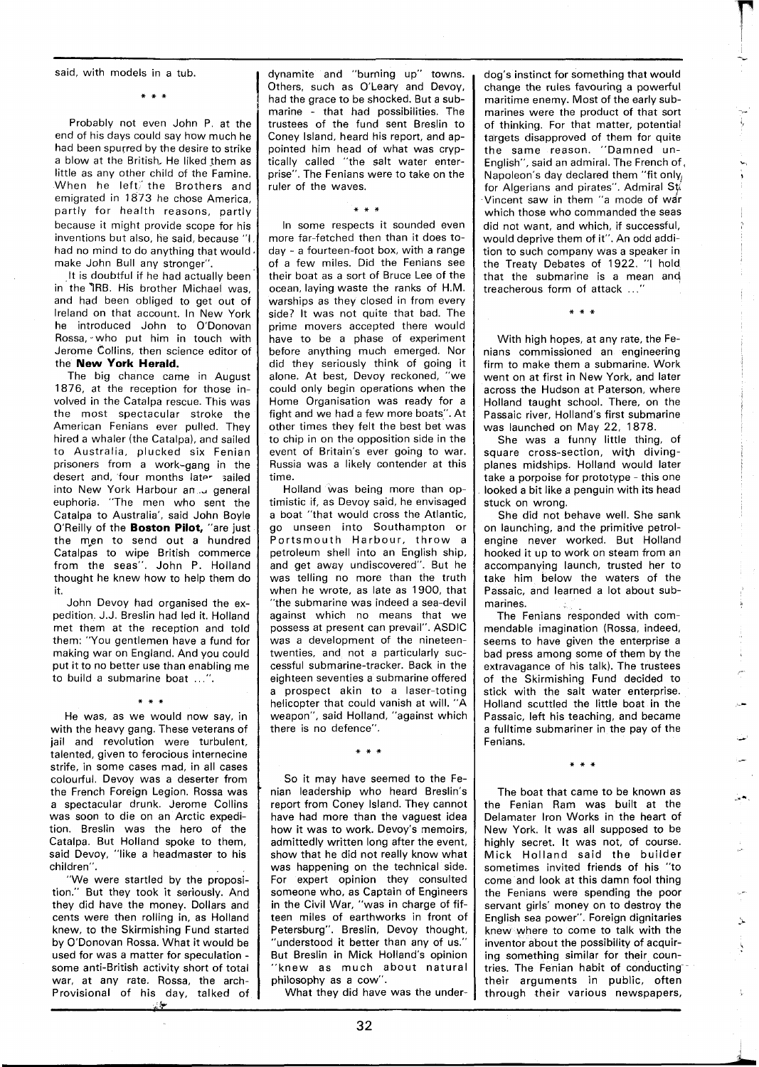said, with models in a tub.

\* \* \*

Probably not even John P. at the end of his days could say how much he had been spurred by the desire to strike a blow at the British. He liked them as little as any other child of the Famine. When he left the Brothers and emigrated in 1873 he chose America, partly for health reasons, partly because it might provide scope for his inventions but also, he said, because "I had no mind to do anything that would make John Bull any stronger".

It is doubtful if he had actually been in the IRB. His brother Michael was, and had been obliged to get out of Ireland on that account. In New York he introduced John to O'Donovan Rossa, who put him in touch with Jerome Collins, then science editor of the **New York Herald.**

The big chance came in August 1876, at the reception for those involved in the Catalpa rescue. This was the most spectacular stroke the American Fenians ever pulled. They hired a whaler (the Catalpa), and sailed to Australia, plucked six Fenian prisoners from a work-gang in the desert and, four months later sailed into New York Harbour and general euphoria. "The men who sent the Catalpa to Australia', said John Boyle O'Reilly of the **Boston Pilot,** "are just the men to send out a hundred Catalpas to wipe British commerce from the seas". John P. Holland thought he knew how to help them do it.

John Devoy had organised the expedition. J.J. Breslin had led it. Holland met them at the reception and told them: "You gentlemen have a fund for making war on England. And you could put it to no better use than enabling me to build a submarine boat ...".

\* \* \*

He was, as we would now say, in with the heavy gang. These veterans of jail and revolution were turbulent, talented, given to ferocious internecine strife, in some cases mad, in all cases colourful. Devoy was a deserter from the French Foreign Legion. Rossa was a spectacular drunk. Jerome Collins was soon to die on an Arctic expedition. Breslin was the hero of the Catalpa. But Holland spoke to them, said Devoy, "like a headmaster to his children".

"We were startled by the proposition." But they took it seriously. And they did have the money. Dollars and cents were then rolling in, as Holland knew, to the Skirmishing Fund started by O'Donovan Rossa. What it would be used for was a matter for speculation - some anti-British activity short of total war, at any rate. Rossa, the arch-Provisional of his day, talked of dynamite and "burning up" towns. Others, such as O'Leary and Devoy, had the grace to be shocked. But a submarine - that had possibilities. The trustees of the fund sent Breslin to Coney Island, heard his report, and appointed him head of what was cryptically called "the salt water enterprise". The Fenians were to take on the ruler of the waves.

\* \* \*

In some respects it sounded even more far-fetched then than it does today - a fourteen-foot box, with a range of a few miles. Did the Fenians see their boat as a sort of Bruce Lee of the ocean, laying waste the ranks of H.M. warships as they closed in from every side? It was not quite that bad. The prime movers accepted there would have to be a phase of experiment before anything much emerged. Nor did they seriously think of going it alone. At best, Devoy reckoned, "we could only begin operations when the Home Organisation was ready for a fight and we had a few more boats". At other times they felt the best bet was to chip in on the opposition side in the event of Britain's ever going to war. Russia was a likely contender at this time.

Holland was being more than optimistic if, as Devoy said, he envisaged a boat "that would cross the Atlantic, go unseen into Southampton or Portsmouth Harbour, throw a petroleum shell into an English ship, and get away undiscovered". But he was telling no more than the truth when he wrote, as late as 1900, that "the submarine was indeed a sea-devil against which no means that we possess at present can prevail". ASDIC was a development of the nineteen-twenties, and not a particularly successful submarine-tracker. Back in the eighteen seventies a submarine offered a prospect akin to a laser-toting helicopter that could vanish at will. "A weapon", said Holland, "against which there is no defence".

\* \* \*

So it may have seemed to the Fenian leadership who heard Breslin's report from Coney Island. They cannot have had more than the vaguest idea how it was to work. Devoy's memoirs, admittedly written long after the event, show that he did not really know what was happening on the technical side. For expert opinion they consulted someone who, as Captain of Engineers in the Civil War, "was in charge of fifteen miles of earthworks in front of Petersburg". Breslin, Devoy thought, "understood it better than any of us." But Breslin in Mick Holland's opinion "knew as much about natural philosophy as a cow".

What they did have was the underdog's instinct for something that would change the rules favouring a powerful maritime enemy. Most of the early submarines were the product of that sort of thinking. For that matter, potential targets disapproved of them for quite the same reason. "Damned un-English", said an admiral. The French of Napoleon's day declared them "fit only for Algerians and pirates". Admiral St. Vincent saw in them "a mode of war which those who commanded the seas did not want, and which, if successful, would deprive them of it". An odd addition to such company was a speaker in the Treaty Debates of 1922. "I hold that the submarine is a mean and treacherous form of attack ..."

\* \* \*

With high hopes, at any rate, the Fenians commissioned an engineering firm to make them a submarine. Work went on at first in New York, and later across the Hudson at Paterson, where Holland taught school. There, on the Passaic river, Holland's first submarine was launched on May 22, 1878.

She was a funny little thing, of square cross-section, with diving-planes midships. Holland would later take a porpoise for prototype - this one looked a bit like a penguin with its head stuck on wrong.

She did not behave well. She sank on launching, and the primitive petrol-engine never worked. But Holland hooked it up to work on steam from an accompanying launch, trusted her to take him below the waters of the Passaic, and learned a lot about submarines.

The Fenians responded with commendable imagination (Rossa, indeed, seems to have given the enterprise a bad press among some of them by the extravagance of his talk). The trustees of the Skirmishing Fund decided to stick with the salt water enterprise. Holland scuttled the little boat in the Passaic, left his teaching, and became a fulltime submariner in the pay of the Fenians.

\* \* \*

The boat that came to be known as the Fenian Ram was built at the Delamater Iron Works in the heart of New York. It was all supposed to be highly secret. It was not, of course. Mick Holland said the builder sometimes invited friends of his "to come and look at this damn fool thing the Fenians were spending the poor servant girls' money on to destroy the English sea power". Foreign dignitaries knew where to come to talk with the inventor about the possibility of acquiring something similar for their countries. The Fenian habit of conducting their arguments in public, often through their various newspapers,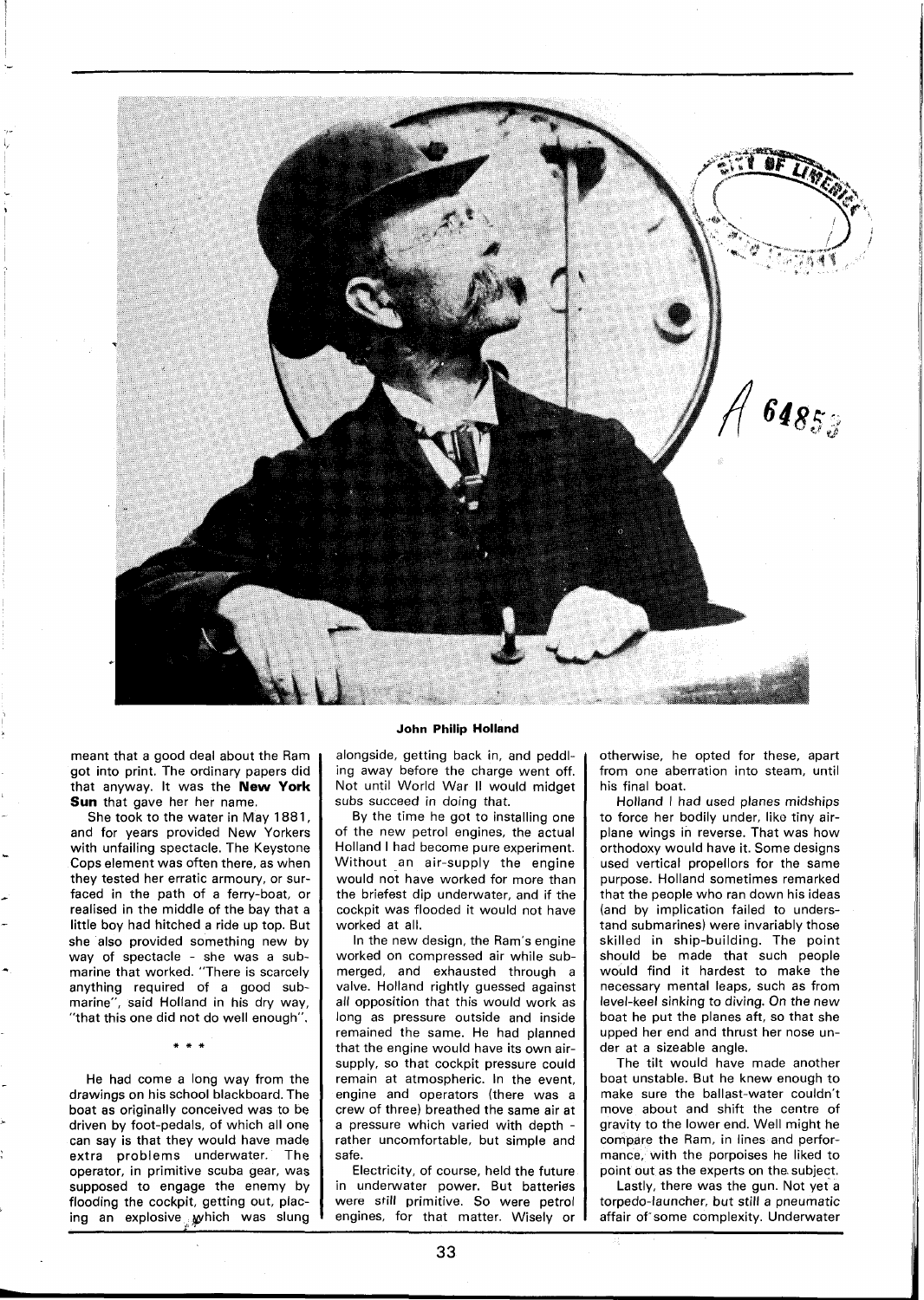**John Philip Holland**

meant that a good deal about the Ram got into print. The ordinary papers did that anyway. It was the **New York Sun** that gave her her name.

She took to the water in May 1881, and for years provided New Yorkers with unfailing spectacle. The Keystone Cops element was often there, as when they tested her erratic armoury, or surfaced in the path of a ferry-boat, or realised in the middle of the bay that a little boy had hitched a ride up top. But she also provided something new by way of spectacle - she was a submarine that worked. "There is scarcely anything required of a good submarine", said Holland in his dry way, "that this one did not do well enough".

\* \* \*

He had come a long way from the drawings on his school blackboard. The boat as originally conceived was to be driven by foot-pedals, of which all one can say is that they would have made extra problems underwater. The operator, in primitive scuba gear, was supposed to engage the enemy by flooding the cockpit, getting out, placing an explosive which was slung alongside, getting back in, and peddling away before the charge went off. Not until World War II would midget subs succeed in doing that.

By the time he got to installing one of the new petrol engines, the actual Holland I had become pure experiment. Without an air-supply the engine would not have worked for more than the briefest dip underwater, and if the cockpit was flooded it would not have worked at all.

In the new design, the Ram's engine worked on compressed air while submerged, and exhausted through a valve. Holland rightly guessed against all opposition that this would work as long as pressure outside and inside remained the same. He had planned that the engine would have its own air-supply, so that cockpit pressure could remain at atmospheric. In the event, engine and operators (there was a crew of three) breathed the same air at a pressure which varied with depth - rather uncomfortable, but simple and safe.

Electricity, of course, held the future in underwater power. But batteries were *still* primitive. So were petrol engines, for that matter. Wisely or otherwise, he opted for these, apart from one aberration into steam, until his final boat.

Holland I had used planes midships to force her bodily under, like tiny airplane wings in reverse. That was how orthodoxy would have it. Some designs used vertical propellors for the same purpose. Holland sometimes remarked that the people who ran down his ideas (and by implication failed to understand submarines) were invariably those skilled in ship-building. The point should be made that such people would find it hardest to make the necessary mental leaps, such as from level-keel sinking to diving. On the new boat he put the planes aft, so that she upped her end and thrust her nose under at a sizeable angle.

The tilt would have made another boat unstable. But he knew enough to make sure the ballast-water couldn't move about and shift the centre of gravity to the lower end. Well might he compare the Ram, in lines and performance, with the porpoises he liked to point out as the experts on the subject.

Lastly, there was the gun. Not yet a torpedo-launcher, but still a pneumatic affair of some complexity. Underwater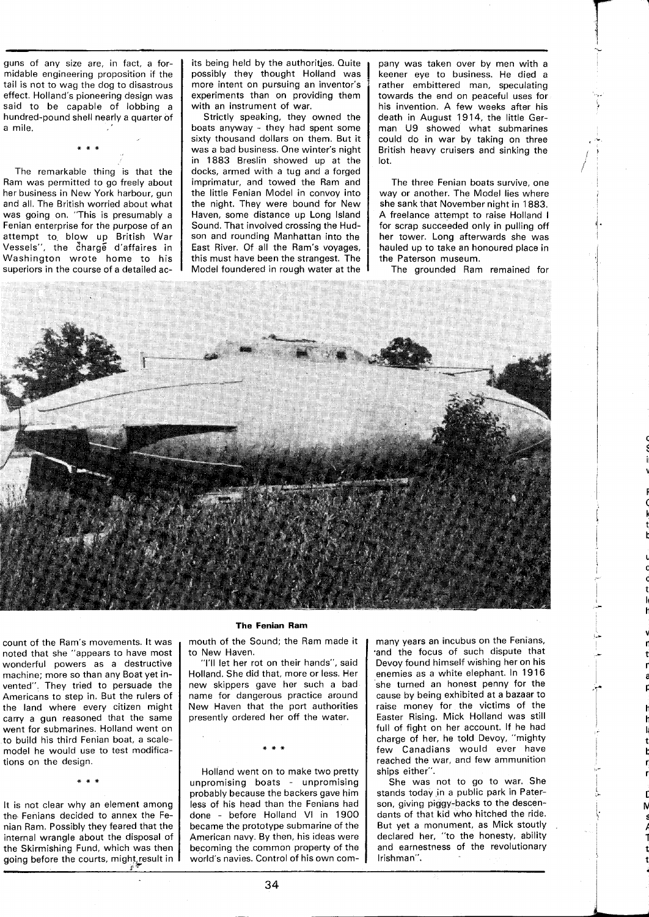guns of any size are, in fact, a formidable engineering proposition if the tail is not to wag the dog to disastrous effect. Holland's pioneering design was said to be capable of lobbing a hundred-pound shell nearly a quarter of a mile.

\* \* \*

The remarkable thing is that the Ram was permitted to go freely about her business in New York harbour, gun and all. The British worried about what was going on. "This is presumably a Fenian enterprise for the purpose of an attempt to blow up British War Vessels", the chargé d'affaires in Washington wrote home to his superiors in the course of a detailed account of the Ram's movements. It was noted that she "appears to have most wonderful powers as a destructive machine; more so than any Boat yet invented". They tried to persuade the Americans to step in. But the rulers of the land where every citizen might carry a gun reasoned that the same went for submarines. Holland went on to build his third Fenian boat, a scale-model he would use to test modifications on the design.

\* \* \*

It is not clear why an element among the Fenians decided to annex the Fenian Ram. Possibly they feared that the internal wrangle about the disposal of the Skirmishing Fund, which was then going before the courts, might result in its being held by the authorities. Quite possibly they thought Holland was more intent on pursuing an inventor's experiments than on providing them with an instrument of war.

Strictly speaking, they owned the boats anyway - they had spent some sixty thousand dollars on them. But it was a bad business. One winter's night in 1883 Breslin showed up at the docks, armed with a tug and a forged imprimatur, and towed the Ram and the little Fenian Model in convoy into the night. They were bound for New Haven, some distance up Long Island Sound. That involved crossing the Hudson and rounding Manhattan into the East River. Of all the Ram's voyages, this must have been the strangest. The Model foundered in rough water at the mouth of the Sound; the Ram made it to New Haven.

"I'll let her rot on their hands", said Holland. She did that, more or less. Her new skippers gave her such a bad name for dangerous practice around New Haven that the port authorities presently ordered her off the water.

\* \* \*

Holland went on to make two pretty unpromising boats - unpromising probably because the backers gave him less of his head than the Fenians had done - before Holland VI in 1900 became the prototype submarine of the American navy. By then, his ideas were becoming the common property of the world's navies. Control of his own company was taken over by men with a keener eye to business. He died a rather embittered man, speculating towards the end on peaceful uses for his invention. A few weeks after his death in August 1914, the little German U9 showed what submarines could do in war by taking on three British heavy cruisers and sinking the lot.

The three Fenian boats survive, one way or another. The Model lies where she sank that November night in 1883. A freelance attempt to raise Holland I for scrap succeeded only in pulling off her tower. Long afterwards she was hauled up to take an honoured place in the Paterson museum.

The grounded Ram remained for many years an incubus on the Fenians, and the focus of such dispute that Devoy found himself wishing her on his enemies as a white elephant. In 1916 she turned an honest penny for the cause by being exhibited at a bazaar to raise money for the victims of the Easter Rising. Mick Holland was still full of fight on her account. If he had charge of her, he told Devoy, "mighty few Canadians would ever have reached the war, and few ammunition ships either".

She was not to go to war. She stands today in a public park in Paterson, giving piggy-backs to the descendants of that kid who hitched the ride. But yet a monument, as Mick stoutly declared her, "to the honesty, ability and earnestness of the revolutionary Irishman".

**The Fenian Ram**